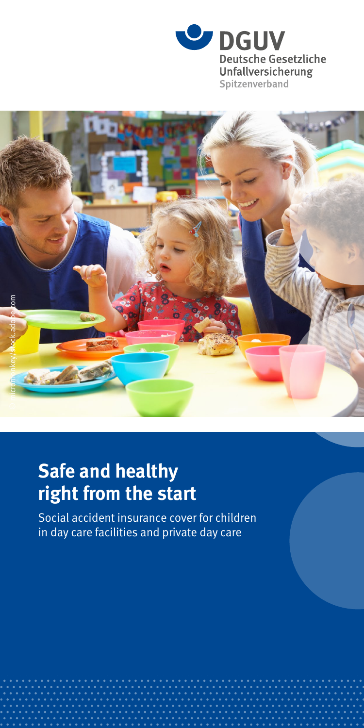DGUV
Deutsche Gesetzliche
Unfallversicherung
Spitzenverband

© micromonkey/stock.adobe.com

# Safe and healthy right from the start

Social accident insurance cover for children in day care facilities and private day care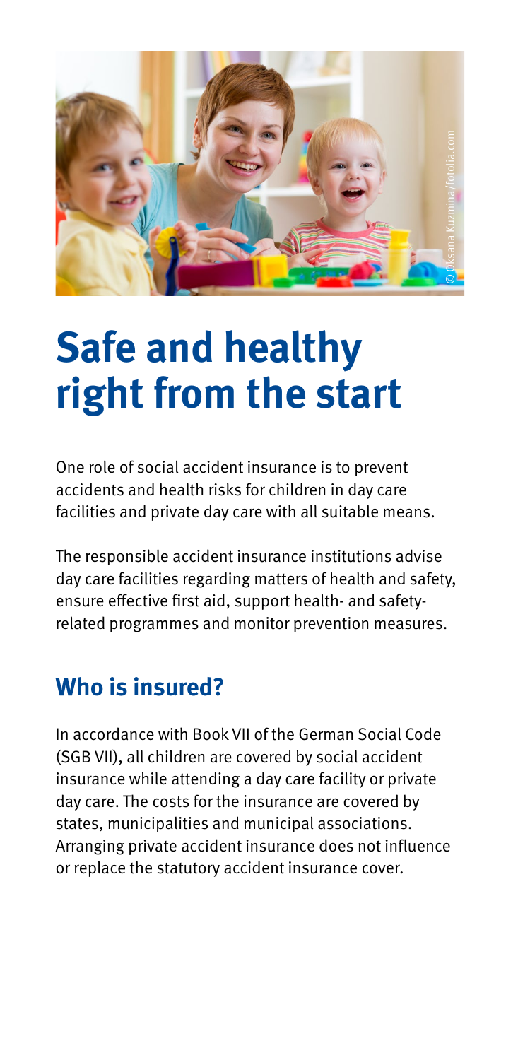# Safe and healthy right from the start

One role of social accident insurance is to prevent accidents and health risks for children in day care facilities and private day care with all suitable means.

The responsible accident insurance institutions advise day care facilities regarding matters of health and safety, ensure effective first aid, support health- and safety-related programmes and monitor prevention measures.

## Who is insured?

In accordance with Book VII of the German Social Code (SGB VII), all children are covered by social accident insurance while attending a day care facility or private day care. The costs for the insurance are covered by states, municipalities and municipal associations. Arranging private accident insurance does not influence or replace the statutory accident insurance cover.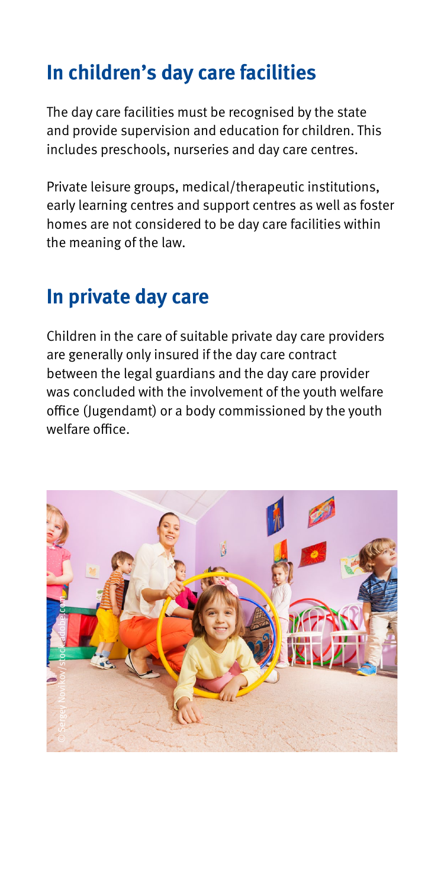## In children's day care facilities

The day care facilities must be recognised by the state and provide supervision and education for children. This includes preschools, nurseries and day care centres.

Private leisure groups, medical/therapeutic institutions, early learning centres and support centres as well as foster homes are not considered to be day care facilities within the meaning of the law.

## In private day care

Children in the care of suitable private day care providers are generally only insured if the day care contract between the legal guardians and the day care provider was concluded with the involvement of the youth welfare office (Jugendamt) or a body commissioned by the youth welfare office.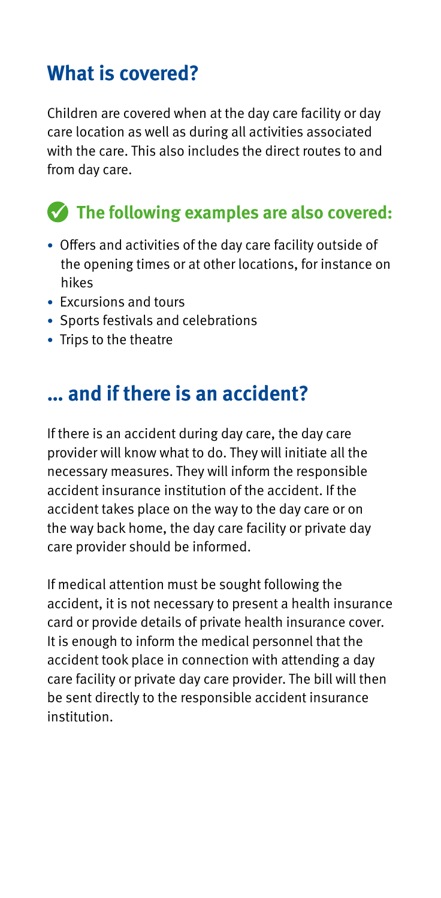## What is covered?

Children are covered when at the day care facility or day care location as well as during all activities associated with the care. This also includes the direct routes to and from day care.

### ✓ The following examples are also covered:

- Offers and activities of the day care facility outside of the opening times or at other locations, for instance on hikes
- Excursions and tours
- Sports festivals and celebrations
- Trips to the theatre

## ... and if there is an accident?

If there is an accident during day care, the day care provider will know what to do. They will initiate all the necessary measures. They will inform the responsible accident insurance institution of the accident. If the accident takes place on the way to the day care or on the way back home, the day care facility or private day care provider should be informed.

If medical attention must be sought following the accident, it is not necessary to present a health insurance card or provide details of private health insurance cover. It is enough to inform the medical personnel that the accident took place in connection with attending a day care facility or private day care provider. The bill will then be sent directly to the responsible accident insurance institution.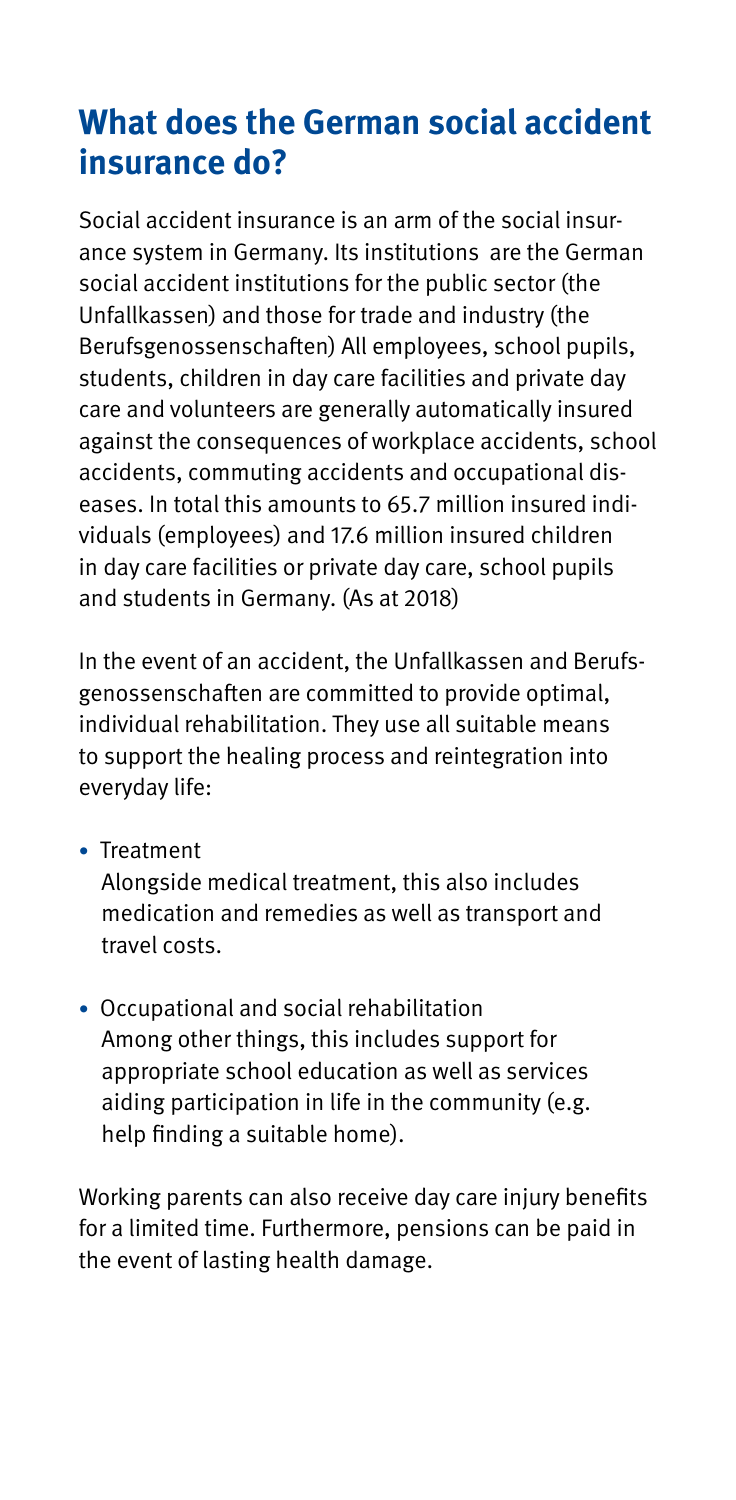## What does the German social accident insurance do?

Social accident insurance is an arm of the social insurance system in Germany. Its institutions are the German social accident institutions for the public sector (the Unfallkassen) and those for trade and industry (the Berufsgenossenschaften) All employees, school pupils, students, children in day care facilities and private day care and volunteers are generally automatically insured against the consequences of workplace accidents, school accidents, commuting accidents and occupational diseases. In total this amounts to 65.7 million insured individuals (employees) and 17.6 million insured children in day care facilities or private day care, school pupils and students in Germany. (As at 2018)

In the event of an accident, the Unfallkassen and Berufsgenossenschaften are committed to provide optimal, individual rehabilitation. They use all suitable means to support the healing process and reintegration into everyday life:

- Treatment
  Alongside medical treatment, this also includes medication and remedies as well as transport and travel costs.
- Occupational and social rehabilitation
  Among other things, this includes support for appropriate school education as well as services aiding participation in life in the community (e.g. help finding a suitable home).

Working parents can also receive day care injury benefits for a limited time. Furthermore, pensions can be paid in the event of lasting health damage.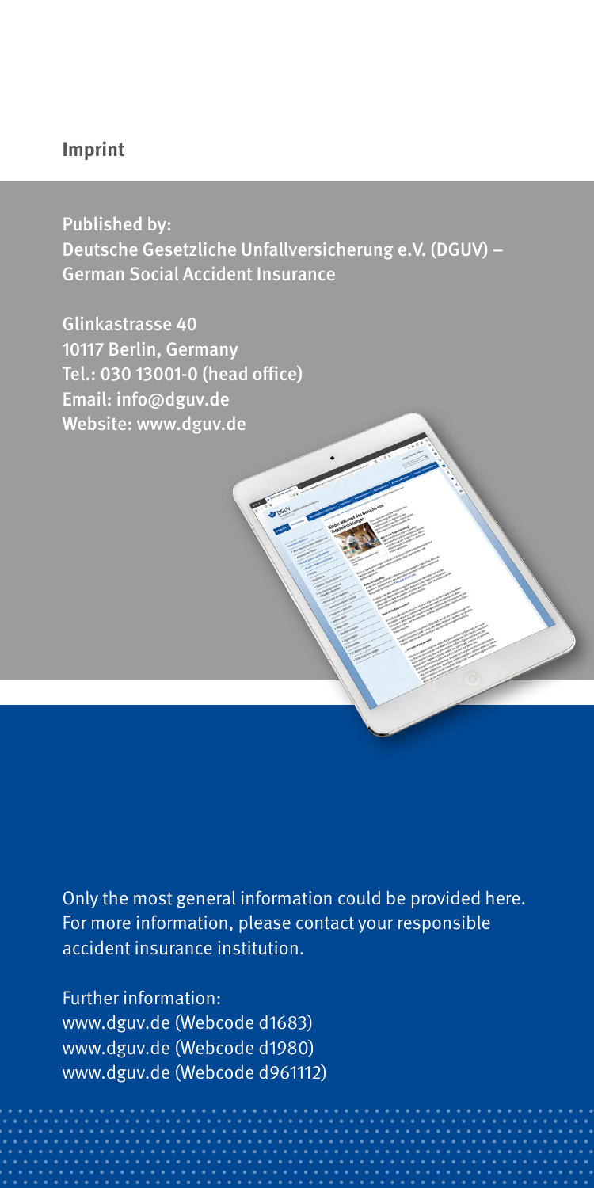## Imprint

Published by:
Deutsche Gesetzliche Unfallversicherung e.V. (DGUV) –
German Social Accident Insurance

Glinkastrasse 40
10117 Berlin, Germany
Tel.: 030 13001-0 (head office)
Email: info@dguv.de
Website: www.dguv.de

Only the most general information could be provided here. For more information, please contact your responsible accident insurance institution.

Further information:
www.dguv.de (Webcode d1683)
www.dguv.de (Webcode d1980)
www.dguv.de (Webcode d961112)